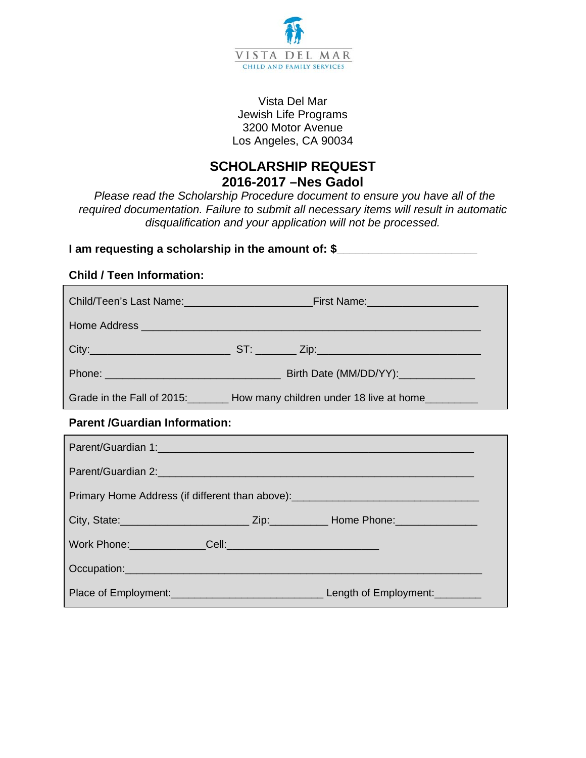VISTA DEL MAR
CHILD AND FAMILY SERVICES

Vista Del Mar
Jewish Life Programs
3200 Motor Avenue
Los Angeles, CA 90034

# SCHOLARSHIP REQUEST
## 2016-2017 –Nes Gadol

*Please read the Scholarship Procedure document to ensure you have all of the required documentation. Failure to submit all necessary items will result in automatic disqualification and your application will not be processed.*

**I am requesting a scholarship in the amount of: $______________________**

**Child / Teen Information:**

Child/Teen's Last Name:_____________________First Name:__________________

Home Address _______________________________________________________

City:______________________ ST: _______ Zip:___________________________

Phone: _____________________________ Birth Date (MM/DD/YY):_____________

Grade in the Fall of 2015:_______ How many children under 18 live at home_________

**Parent /Guardian Information:**

Parent/Guardian 1:___________________________________________________

Parent/Guardian 2:___________________________________________________

Primary Home Address (if different than above):________________________________

City, State:_____________________ Zip:__________ Home Phone:______________

Work Phone:_____________Cell:_________________________

Occupation:___________________________________________________________

Place of Employment:_________________________ Length of Employment:________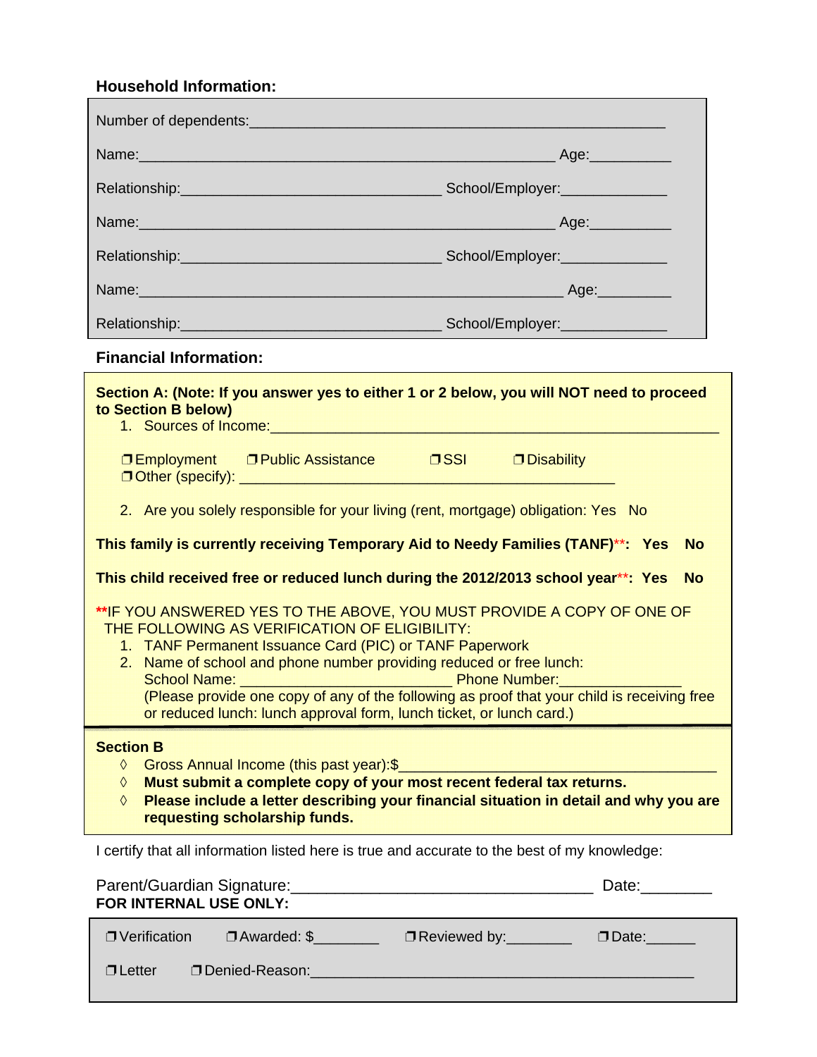**Household Information:**

Number of dependents:\_\_\_\_\_\_\_\_\_\_\_\_\_\_\_\_\_\_\_\_\_\_\_\_\_\_\_\_\_\_\_\_\_\_\_\_\_\_\_\_\_\_\_\_\_\_\_\_\_\_

Name:\_\_\_\_\_\_\_\_\_\_\_\_\_\_\_\_\_\_\_\_\_\_\_\_\_\_\_\_\_\_\_\_\_\_\_\_\_\_\_\_\_\_\_\_\_\_\_\_\_\_ Age:\_\_\_\_\_\_\_\_\_\_

Relationship:\_\_\_\_\_\_\_\_\_\_\_\_\_\_\_\_\_\_\_\_\_\_\_\_\_\_\_\_\_\_\_\_ School/Employer:\_\_\_\_\_\_\_\_\_\_\_\_\_

Name:\_\_\_\_\_\_\_\_\_\_\_\_\_\_\_\_\_\_\_\_\_\_\_\_\_\_\_\_\_\_\_\_\_\_\_\_\_\_\_\_\_\_\_\_\_\_\_\_\_\_ Age:\_\_\_\_\_\_\_\_\_\_

Relationship:\_\_\_\_\_\_\_\_\_\_\_\_\_\_\_\_\_\_\_\_\_\_\_\_\_\_\_\_\_\_\_\_ School/Employer:\_\_\_\_\_\_\_\_\_\_\_\_\_

Name:\_\_\_\_\_\_\_\_\_\_\_\_\_\_\_\_\_\_\_\_\_\_\_\_\_\_\_\_\_\_\_\_\_\_\_\_\_\_\_\_\_\_\_\_\_\_\_\_\_\_\_ Age:\_\_\_\_\_\_\_\_\_

Relationship:\_\_\_\_\_\_\_\_\_\_\_\_\_\_\_\_\_\_\_\_\_\_\_\_\_\_\_\_\_\_\_\_ School/Employer:\_\_\_\_\_\_\_\_\_\_\_\_\_

**Financial Information:**

**Section A: (Note: If you answer yes to either 1 or 2 below, you will NOT need to proceed to Section B below)**

1. Sources of Income:\_\_\_\_\_\_\_\_\_\_\_\_\_\_\_\_\_\_\_\_\_\_\_\_\_\_\_\_\_\_\_\_\_\_\_\_\_\_\_\_\_\_\_\_\_\_\_\_\_\_\_

   ❒ Employment ❒ Public Assistance ❒ SSI ❒ Disability
   ❒ Other (specify): \_\_\_\_\_\_\_\_\_\_\_\_\_\_\_\_\_\_\_\_\_\_\_\_\_\_\_\_\_\_\_\_\_\_\_\_\_\_\_\_\_\_\_\_\_\_

2. Are you solely responsible for your living (rent, mortgage) obligation: Yes No

**This family is currently receiving Temporary Aid to Needy Families (TANF)\*\*: Yes No**

**This child received free or reduced lunch during the 2012/2013 school year\*\*: Yes No**

**\*\***IF YOU ANSWERED YES TO THE ABOVE, YOU MUST PROVIDE A COPY OF ONE OF THE FOLLOWING AS VERIFICATION OF ELIGIBILITY:

1. TANF Permanent Issuance Card (PIC) or TANF Paperwork
2. Name of school and phone number providing reduced or free lunch:
   School Name: \_\_\_\_\_\_\_\_\_\_\_\_\_\_\_\_\_\_\_\_\_\_\_\_\_\_\_ Phone Number:\_\_\_\_\_\_\_\_\_\_\_\_\_\_\_
   (Please provide one copy of any of the following as proof that your child is receiving free or reduced lunch: lunch approval form, lunch ticket, or lunch card.)

**Section B**

- ◊ Gross Annual Income (this past year):$\_\_\_\_\_\_\_\_\_\_\_\_\_\_\_\_\_\_\_\_\_\_\_\_\_\_\_\_\_\_\_\_\_\_\_\_\_\_\_\_
- ◊ **Must submit a complete copy of your most recent federal tax returns.**
- ◊ **Please include a letter describing your financial situation in detail and why you are requesting scholarship funds.**

I certify that all information listed here is true and accurate to the best of my knowledge:

Parent/Guardian Signature:\_\_\_\_\_\_\_\_\_\_\_\_\_\_\_\_\_\_\_\_\_\_\_\_\_\_\_\_\_\_\_\_\_\_\_\_\_ Date:\_\_\_\_\_\_\_\_

**FOR INTERNAL USE ONLY:**

❒ Verification ❒ Awarded: $\_\_\_\_\_\_\_\_ ❒ Reviewed by:\_\_\_\_\_\_\_\_ ❒ Date:\_\_\_\_\_\_

❒ Letter ❒ Denied-Reason:\_\_\_\_\_\_\_\_\_\_\_\_\_\_\_\_\_\_\_\_\_\_\_\_\_\_\_\_\_\_\_\_\_\_\_\_\_\_\_\_\_\_\_\_\_\_\_\_